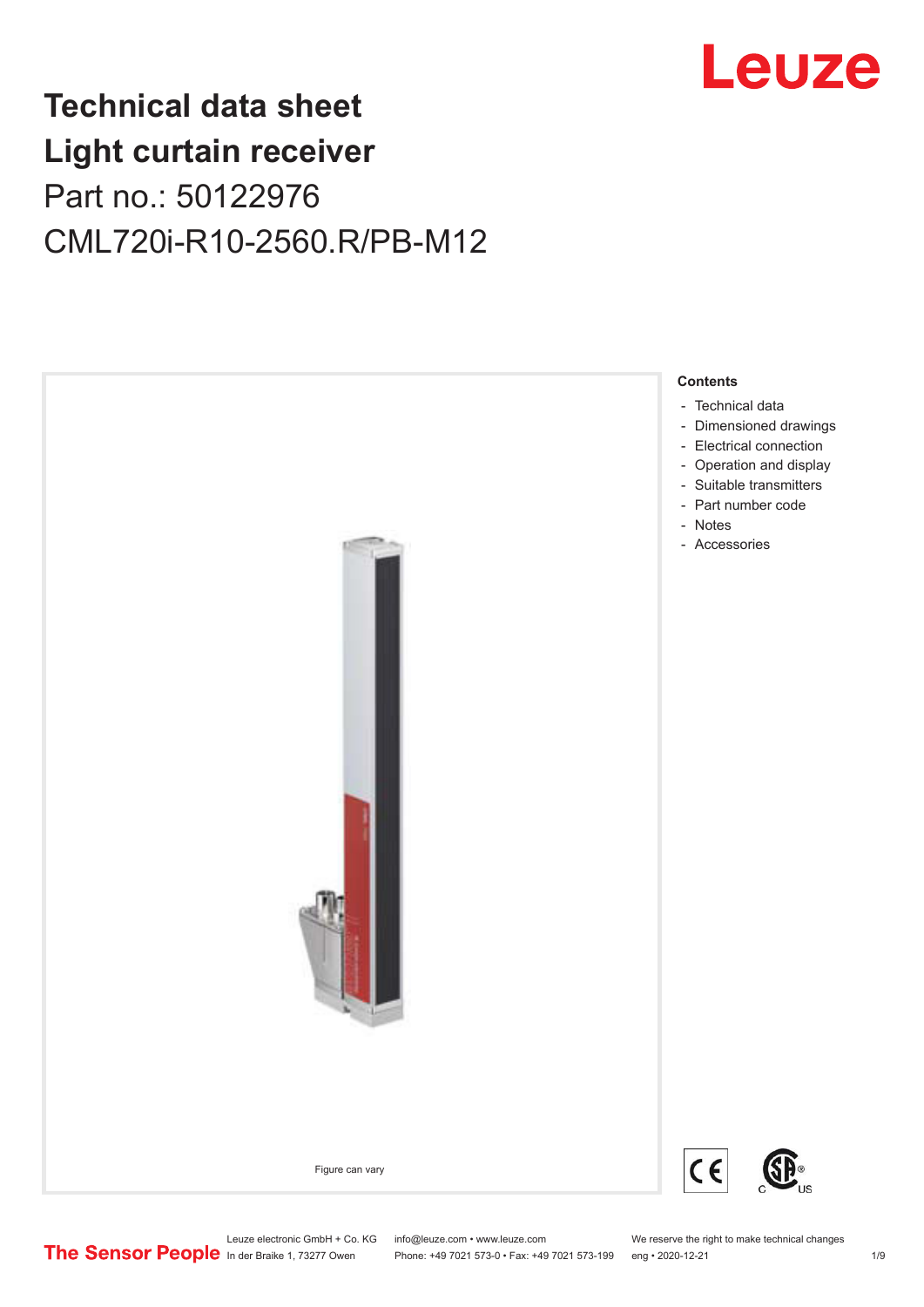# Technical data sheet
# Light curtain receiver

Part no.: 50122976

CML720i-R10-2560.R/PB-M12

Figure can vary

**Contents**

- Technical data
- Dimensioned drawings
- Electrical connection
- Operation and display
- Suitable transmitters
- Part number code
- Notes
- Accessories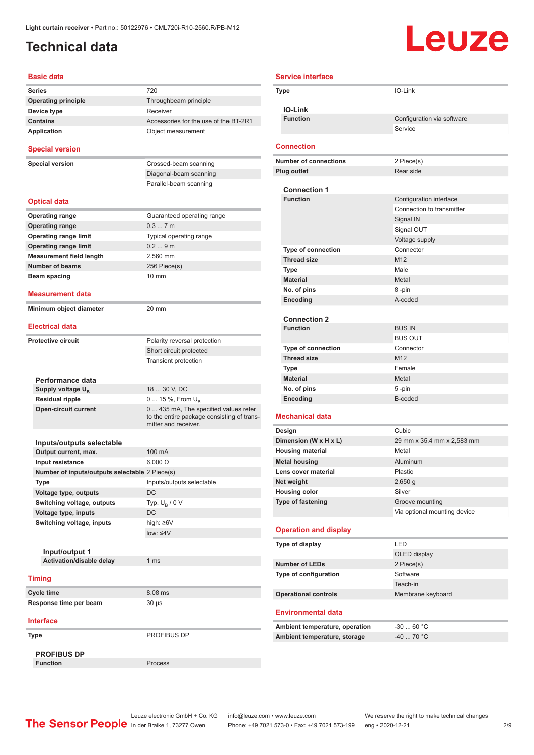Light curtain receiver • Part no.: 50122976 • CML720i-R10-2560.R/PB-M12

# Technical data

## Basic data

| | |
|---|---|
| Series | 720 |
| Operating principle | Throughbeam principle |
| Device type | Receiver |
| Contains | Accessories for the use of the BT-2R1 |
| Application | Object measurement |

## Special version

| | |
|---|---|
| Special version | Crossed-beam scanning |
| | Diagonal-beam scanning |
| | Parallel-beam scanning |

## Optical data

| | |
|---|---|
| Operating range | Guaranteed operating range |
| Operating range | 0.3 ... 7 m |
| Operating range limit | Typical operating range |
| Operating range limit | 0.2 ... 9 m |
| Measurement field length | 2,560 mm |
| Number of beams | 256 Piece(s) |
| Beam spacing | 10 mm |

## Measurement data

| | |
|---|---|
| Minimum object diameter | 20 mm |

## Electrical data

| | |
|---|---|
| Protective circuit | Polarity reversal protection |
| | Short circuit protected |
| | Transient protection |

### Performance data

| | |
|---|---|
| Supply voltage $U_B$ | 18 ... 30 V, DC |
| Residual ripple | 0 ... 15 %, From $U_B$ |
| Open-circuit current | 0 ... 435 mA, The specified values refer to the entire package consisting of transmitter and receiver. |

### Inputs/outputs selectable

| | |
|---|---|
| Output current, max. | 100 mA |
| Input resistance | 6,000 Ω |
| Number of inputs/outputs selectable | 2 Piece(s) |
| Type | Inputs/outputs selectable |
| Voltage type, outputs | DC |
| Switching voltage, outputs | Typ. $U_B$ / 0 V |
| Voltage type, inputs | DC |
| Switching voltage, inputs | high: ≥6V |
| | low: ≤4V |

#### Input/output 1

| | |
|---|---|
| Activation/disable delay | 1 ms |

## Timing

| | |
|---|---|
| Cycle time | 8.08 ms |
| Response time per beam | 30 µs |

## Interface

| | |
|---|---|
| Type | PROFIBUS DP |

### PROFIBUS DP

| | |
|---|---|
| Function | Process |

## Service interface

| | |
|---|---|
| Type | IO-Link |

### IO-Link

| | |
|---|---|
| Function | Configuration via software |
| | Service |

## Connection

| | |
|---|---|
| Number of connections | 2 Piece(s) |
| Plug outlet | Rear side |

### Connection 1

| | |
|---|---|
| Function | Configuration interface |
| | Connection to transmitter |
| | Signal IN |
| | Signal OUT |
| | Voltage supply |
| Type of connection | Connector |
| Thread size | M12 |
| Type | Male |
| Material | Metal |
| No. of pins | 8 -pin |
| Encoding | A-coded |

### Connection 2

| | |
|---|---|
| Function | BUS IN |
| | BUS OUT |
| Type of connection | Connector |
| Thread size | M12 |
| Type | Female |
| Material | Metal |
| No. of pins | 5 -pin |
| Encoding | B-coded |

## Mechanical data

| | |
|---|---|
| Design | Cubic |
| Dimension (W x H x L) | 29 mm x 35.4 mm x 2,583 mm |
| Housing material | Metal |
| Metal housing | Aluminum |
| Lens cover material | Plastic |
| Net weight | 2,650 g |
| Housing color | Silver |
| Type of fastening | Groove mounting |
| | Via optional mounting device |

## Operation and display

| | |
|---|---|
| Type of display | LED |
| | OLED display |
| Number of LEDs | 2 Piece(s) |
| Type of configuration | Software |
| | Teach-in |
| Operational controls | Membrane keyboard |

## Environmental data

| | |
|---|---|
| Ambient temperature, operation | -30 ... 60 °C |
| Ambient temperature, storage | -40 ... 70 °C |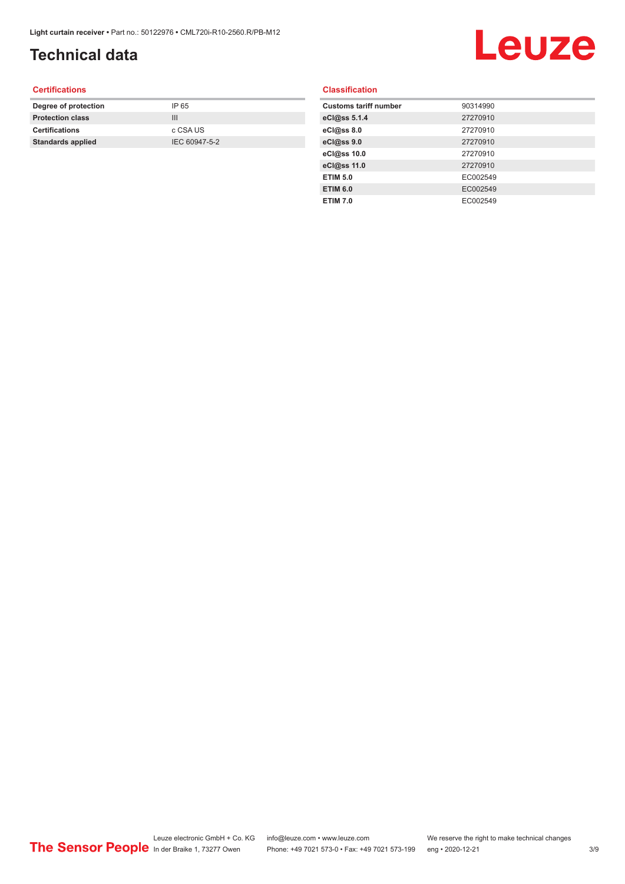# Technical data

## Certifications

| | |
|---|---|
| **Degree of protection** | IP 65 |
| **Protection class** | III |
| **Certifications** | c CSA US |
| **Standards applied** | IEC 60947-5-2 |

## Classification

| | |
|---|---|
| **Customs tariff number** | 90314990 |
| **eCl@ss 5.1.4** | 27270910 |
| **eCl@ss 8.0** | 27270910 |
| **eCl@ss 9.0** | 27270910 |
| **eCl@ss 10.0** | 27270910 |
| **eCl@ss 11.0** | 27270910 |
| **ETIM 5.0** | EC002549 |
| **ETIM 6.0** | EC002549 |
| **ETIM 7.0** | EC002549 |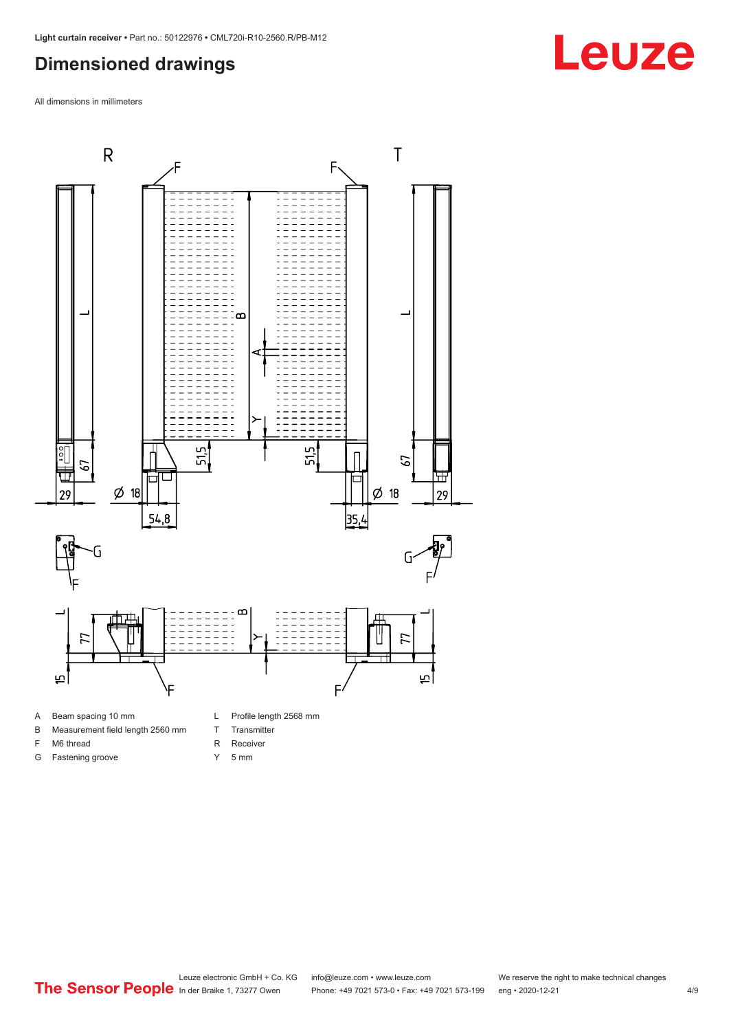## Dimensioned drawings

All dimensions in millimeters

A Beam spacing 10 mm
B Measurement field length 2560 mm
F M6 thread
G Fastening groove
L Profile length 2568 mm
T Transmitter
R Receiver
Y 5 mm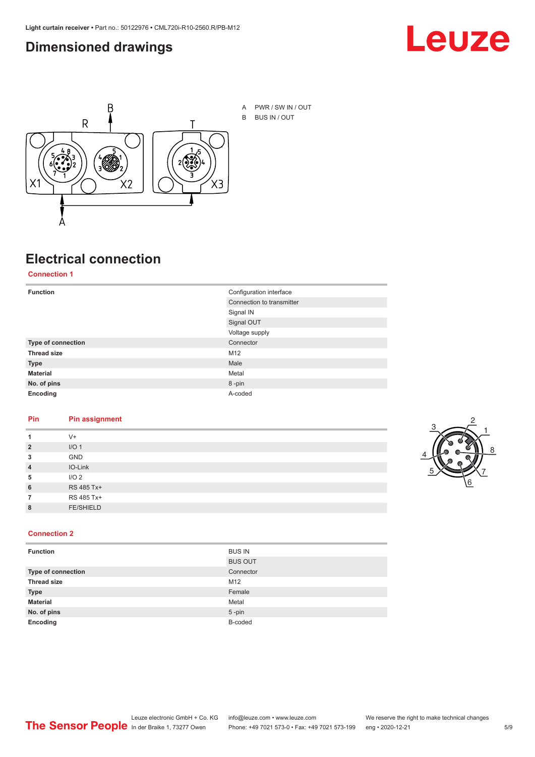## Dimensioned drawings

A PWR / SW IN / OUT

B BUS IN / OUT

## Electrical connection

### Connection 1

| | |
|---|---|
| **Function** | Configuration interface |
| | Connection to transmitter |
| | Signal IN |
| | Signal OUT |
| | Voltage supply |
| **Type of connection** | Connector |
| **Thread size** | M12 |
| **Type** | Male |
| **Material** | Metal |
| **No. of pins** | 8 -pin |
| **Encoding** | A-coded |

| Pin | Pin assignment |
|---|---|
| **1** | V+ |
| **2** | I/O 1 |
| **3** | GND |
| **4** | IO-Link |
| **5** | I/O 2 |
| **6** | RS 485 Tx+ |
| **7** | RS 485 Tx+ |
| **8** | FE/SHIELD |

### Connection 2

| | |
|---|---|
| **Function** | BUS IN |
| | BUS OUT |
| **Type of connection** | Connector |
| **Thread size** | M12 |
| **Type** | Female |
| **Material** | Metal |
| **No. of pins** | 5 -pin |
| **Encoding** | B-coded |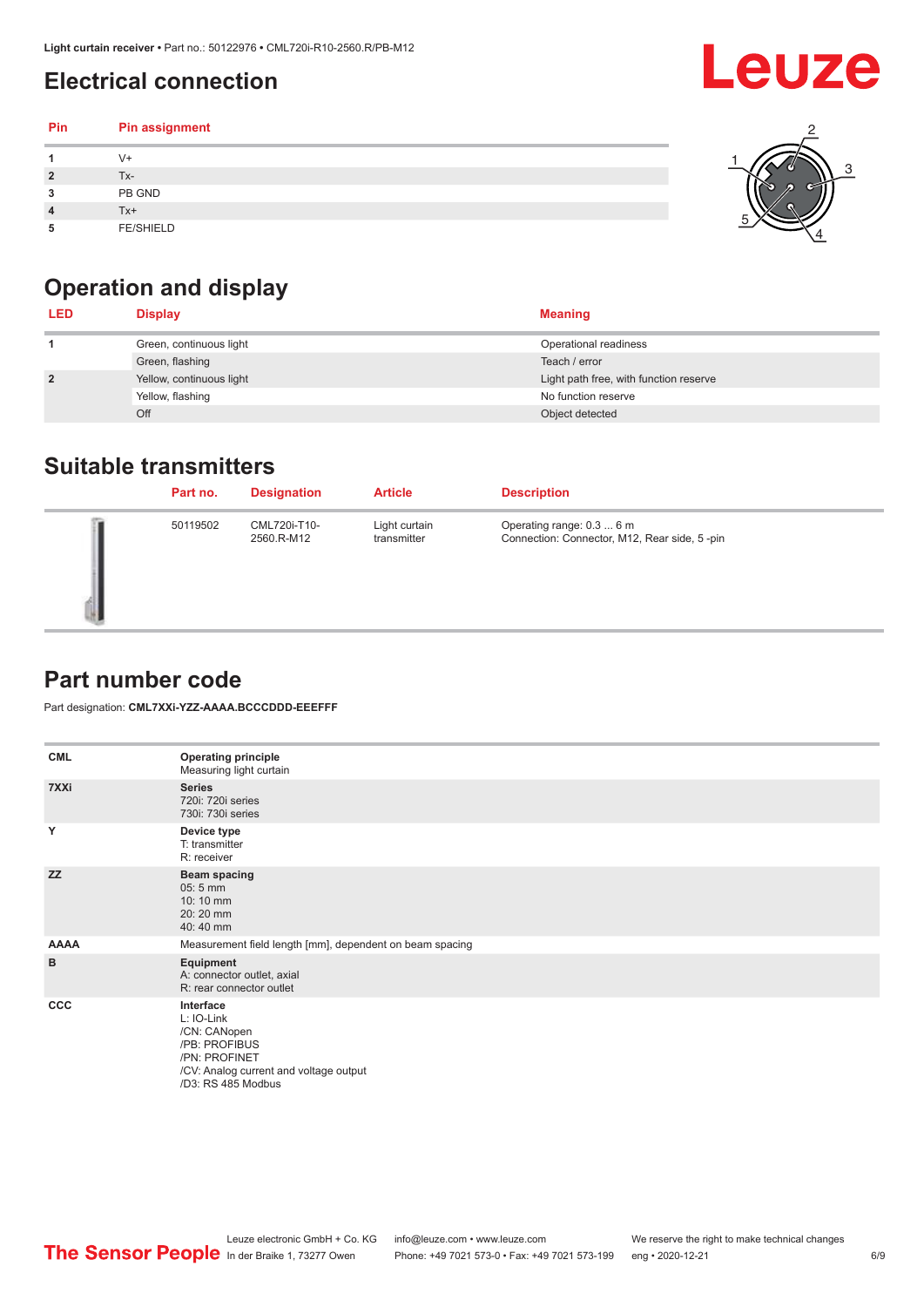## Electrical connection

| Pin | Pin assignment |
|---|---|
| 1 | V+ |
| 2 | Tx- |
| 3 | PB GND |
| 4 | Tx+ |
| 5 | FE/SHIELD |

## Operation and display

| LED | Display | Meaning |
|---|---|---|
| 1 | Green, continuous light | Operational readiness |
| | Green, flashing | Teach / error |
| 2 | Yellow, continuous light | Light path free, with function reserve |
| | Yellow, flashing | No function reserve |
| | Off | Object detected |

## Suitable transmitters

| | Part no. | Designation | Article | Description |
|---|---|---|---|---|
| | 50119502 | CML720i-T10-2560.R-M12 | Light curtain transmitter | Operating range: 0.3 ... 6 m<br>Connection: Connector, M12, Rear side, 5 -pin |

## Part number code

Part designation: **CML7XXi-YZZ-AAAA.BCCCDDD-EEEFFF**

| | |
|---|---|
| **CML** | **Operating principle**<br>Measuring light curtain |
| **7XXi** | **Series**<br>720i: 720i series<br>730i: 730i series |
| **Y** | **Device type**<br>T: transmitter<br>R: receiver |
| **ZZ** | **Beam spacing**<br>05: 5 mm<br>10: 10 mm<br>20: 20 mm<br>40: 40 mm |
| **AAAA** | Measurement field length [mm], dependent on beam spacing |
| **B** | **Equipment**<br>A: connector outlet, axial<br>R: rear connector outlet |
| **CCC** | **Interface**<br>L: IO-Link<br>/CN: CANopen<br>/PB: PROFIBUS<br>/PN: PROFINET<br>/CV: Analog current and voltage output<br>/D3: RS 485 Modbus |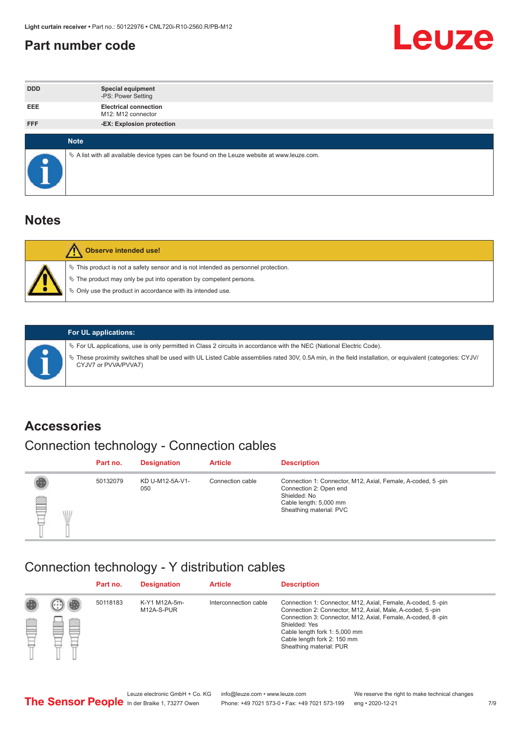## Part number code

| DDD | Special equipment<br>-PS: Power Setting |
|---|---|
| EEE | Electrical connection<br>M12: M12 connector |
| FFF | -EX: Explosion protection |

**Note**

- A list with all available device types can be found on the Leuze website at www.leuze.com.

## Notes

**Observe intended use!**

- This product is not a safety sensor and is not intended as personnel protection.
- The product may only be put into operation by competent persons.
- Only use the product in accordance with its intended use.

**For UL applications:**

- For UL applications, use is only permitted in Class 2 circuits in accordance with the NEC (National Electric Code).
- These proximity switches shall be used with UL Listed Cable assemblies rated 30V, 0.5A min, in the field installation, or equivalent (categories: CYJV/CYJV7 or PVVA/PVVA7)

## Accessories

### Connection technology - Connection cables

| Part no. | Designation | Article | Description |
|---|---|---|---|
| 50132079 | KD U-M12-5A-V1-050 | Connection cable | Connection 1: Connector, M12, Axial, Female, A-coded, 5 -pin<br>Connection 2: Open end<br>Shielded: No<br>Cable length: 5,000 mm<br>Sheathing material: PVC |

### Connection technology - Y distribution cables

| Part no. | Designation | Article | Description |
|---|---|---|---|
| 50118183 | K-Y1 M12A-5m-M12A-S-PUR | Interconnection cable | Connection 1: Connector, M12, Axial, Female, A-coded, 5 -pin<br>Connection 2: Connector, M12, Axial, Male, A-coded, 5 -pin<br>Connection 3: Connector, M12, Axial, Female, A-coded, 8 -pin<br>Shielded: Yes<br>Cable length fork 1: 5,000 mm<br>Cable length fork 2: 150 mm<br>Sheathing material: PUR |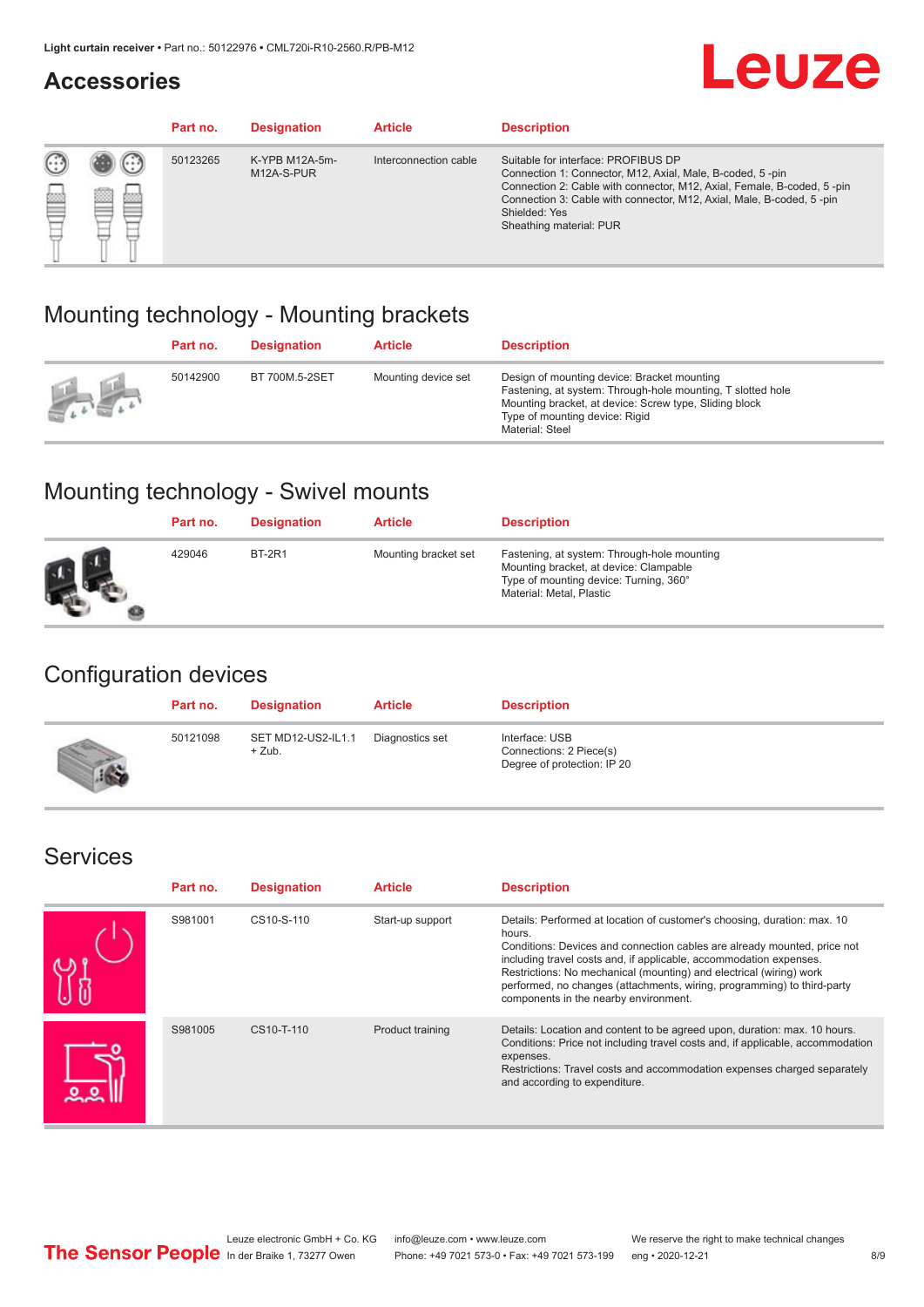## Accessories

| Part no. | Designation | Article | Description |
|---|---|---|---|
| 50123265 | K-YPB M12A-5m-M12A-S-PUR | Interconnection cable | Suitable for interface: PROFIBUS DP<br>Connection 1: Connector, M12, Axial, Male, B-coded, 5 -pin<br>Connection 2: Cable with connector, M12, Axial, Female, B-coded, 5 -pin<br>Connection 3: Cable with connector, M12, Axial, Male, B-coded, 5 -pin<br>Shielded: Yes<br>Sheathing material: PUR |

## Mounting technology - Mounting brackets

| Part no. | Designation | Article | Description |
|---|---|---|---|
| 50142900 | BT 700M.5-2SET | Mounting device set | Design of mounting device: Bracket mounting<br>Fastening, at system: Through-hole mounting, T slotted hole<br>Mounting bracket, at device: Screw type, Sliding block<br>Type of mounting device: Rigid<br>Material: Steel |

## Mounting technology - Swivel mounts

| Part no. | Designation | Article | Description |
|---|---|---|---|
| 429046 | BT-2R1 | Mounting bracket set | Fastening, at system: Through-hole mounting<br>Mounting bracket, at device: Clampable<br>Type of mounting device: Turning, 360°<br>Material: Metal, Plastic |

## Configuration devices

| Part no. | Designation | Article | Description |
|---|---|---|---|
| 50121098 | SET MD12-US2-IL1.1 + Zub. | Diagnostics set | Interface: USB<br>Connections: 2 Piece(s)<br>Degree of protection: IP 20 |

## Services

| Part no. | Designation | Article | Description |
|---|---|---|---|
| S981001 | CS10-S-110 | Start-up support | Details: Performed at location of customer's choosing, duration: max. 10 hours.<br>Conditions: Devices and connection cables are already mounted, price not including travel costs and, if applicable, accommodation expenses.<br>Restrictions: No mechanical (mounting) and electrical (wiring) work performed, no changes (attachments, wiring, programming) to third-party components in the nearby environment. |
| S981005 | CS10-T-110 | Product training | Details: Location and content to be agreed upon, duration: max. 10 hours.<br>Conditions: Price not including travel costs and, if applicable, accommodation expenses.<br>Restrictions: Travel costs and accommodation expenses charged separately and according to expenditure. |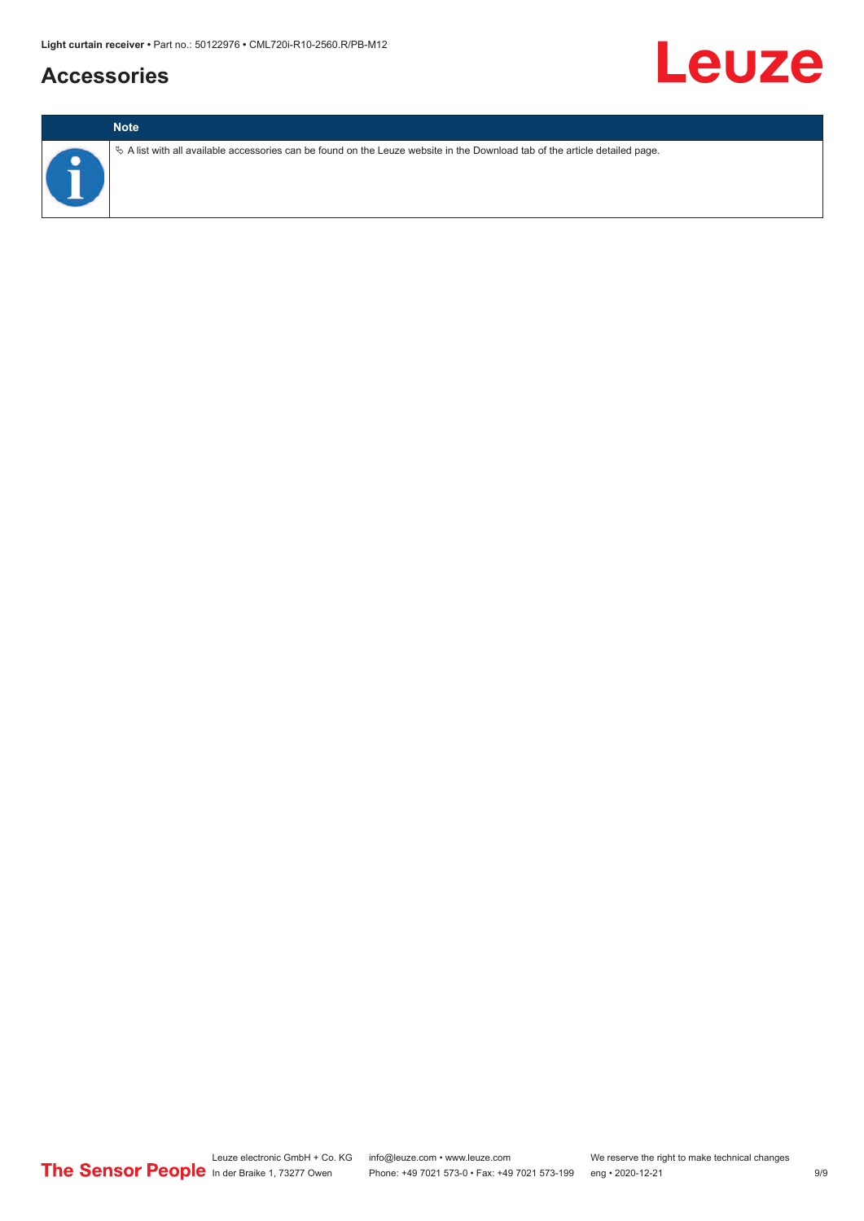## Accessories

| | Note |
|---|---|
| | ↳ A list with all available accessories can be found on the Leuze website in the Download tab of the article detailed page. |